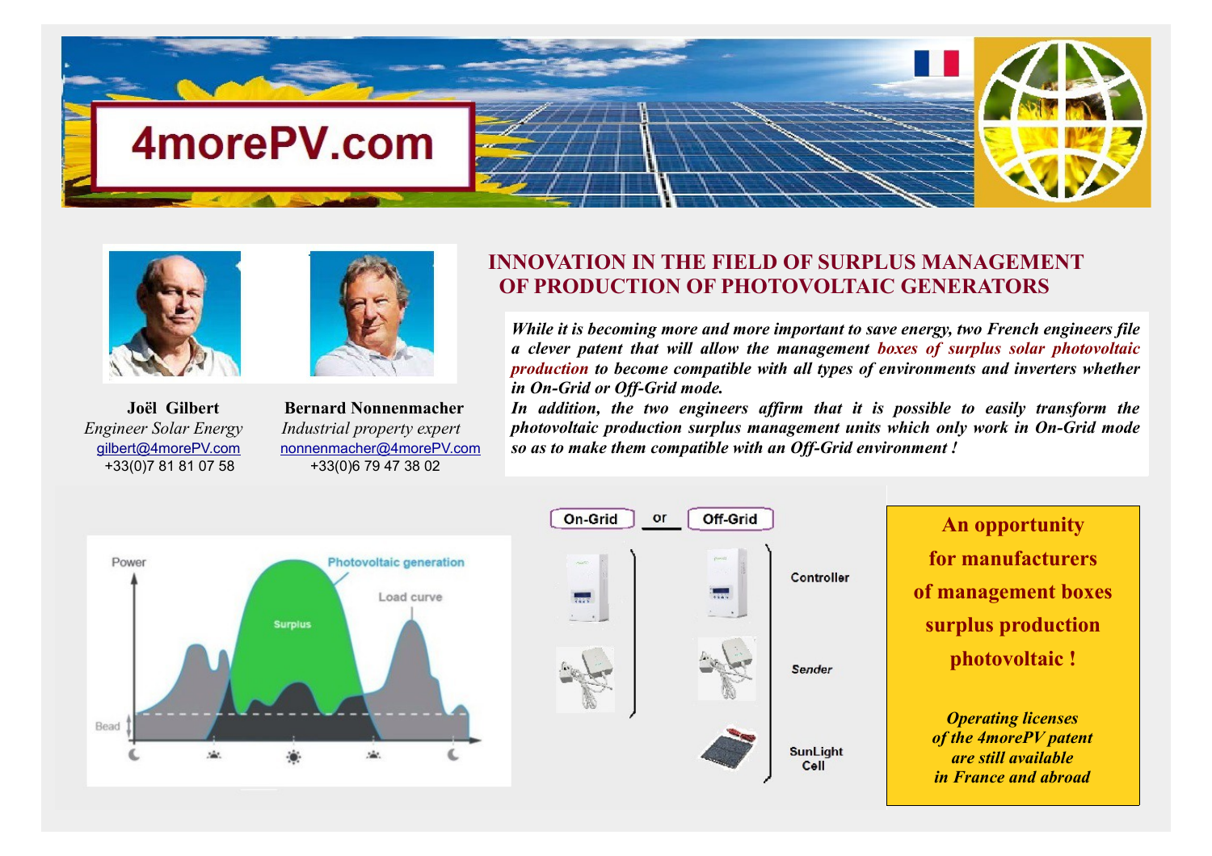# 4morePV.com

**Joël Gilbert**
*Engineer Solar Energy*
gilbert@4morePV.com
+33(0)7 81 81 07 58

**Bernard Nonnenmacher**
*Industrial property expert*
nonnenmacher@4morePV.com
+33(0)6 79 47 38 02

## INNOVATION IN THE FIELD OF SURPLUS MANAGEMENT OF PRODUCTION OF PHOTOVOLTAIC GENERATORS

***While it is becoming more and more important to save energy, two French engineers file a clever patent that will allow the management boxes of surplus solar photovoltaic production to become compatible with all types of environments and inverters whether in On-Grid or Off-Grid mode.***

***In addition, the two engineers affirm that it is possible to easily transform the photovoltaic production surplus management units which only work in On-Grid mode so as to make them compatible with an Off-Grid environment !***

Power — Photovoltaic generation — Load curve — Surplus — Bead

On-Grid or Off-Grid

Controller

Sender

SunLight Cell

**An opportunity for manufacturers of management boxes surplus production photovoltaic !**

***Operating licenses of the 4morePV patent are still available in France and abroad***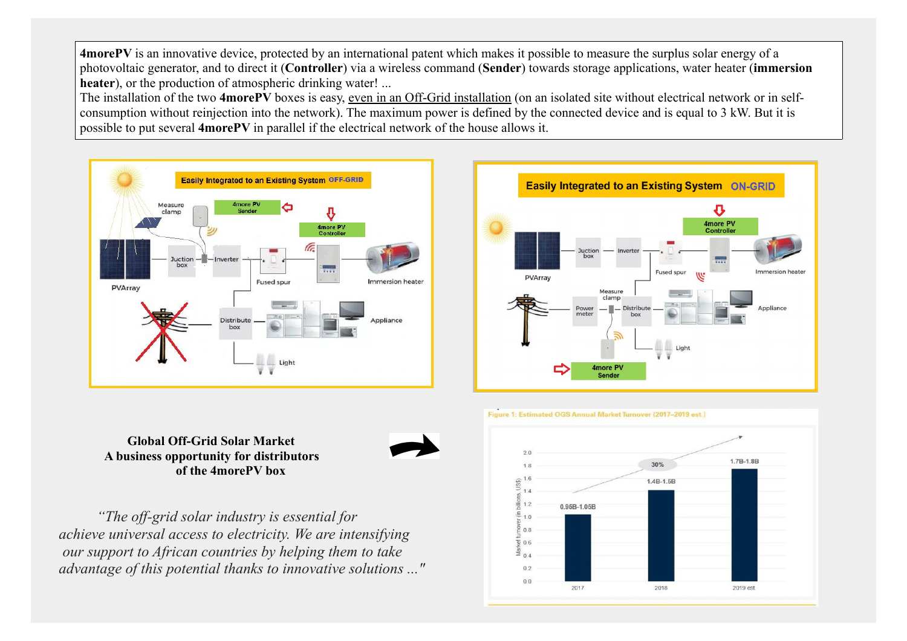**4morePV** is an innovative device, protected by an international patent which makes it possible to measure the surplus solar energy of a photovoltaic generator, and to direct it (**Controller**) via a wireless command (**Sender**) towards storage applications, water heater (**immersion heater**), or the production of atmospheric drinking water! ...
The installation of the two **4morePV** boxes is easy, even in an Off-Grid installation (on an isolated site without electrical network or in self-consumption without reinjection into the network). The maximum power is defined by the connected device and is equal to 3 kW. But it is possible to put several **4morePV** in parallel if the electrical network of the house allows it.

Easily Integrated to an Existing System OFF-GRID

Easily Integrated to an Existing System ON-GRID

**Global Off-Grid Solar Market**
**A business opportunity for distributors of the 4morePV box**

*"The off-grid solar industry is essential for achieve universal access to electricity. We are intensifying our support to African countries by helping them to take advantage of this potential thanks to innovative solutions ..."*

Figure 1: Estimated OGS Annual Market Turnover (2017–2019 est.)

| Year | Market turnover (in billions, US$) |
|---|---|
| 2017 | 0.95B-1.05B |
| 2018 | 1.4B-1.5B |
| 2019 est | 1.7B-1.8B |

30%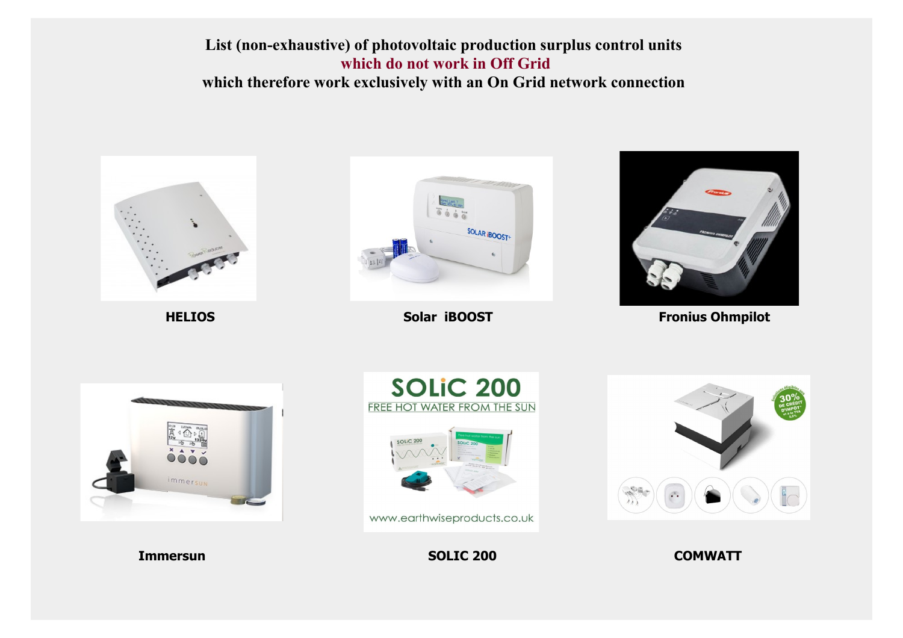**List (non-exhaustive) of photovoltaic production surplus control units**
**which do not work in Off Grid**
**which therefore work exclusively with an On Grid network connection**

**HELIOS**

**Solar iBOOST**

**Fronius Ohmpilot**

**Immersun**

**SOLIC 200**

**COMWATT**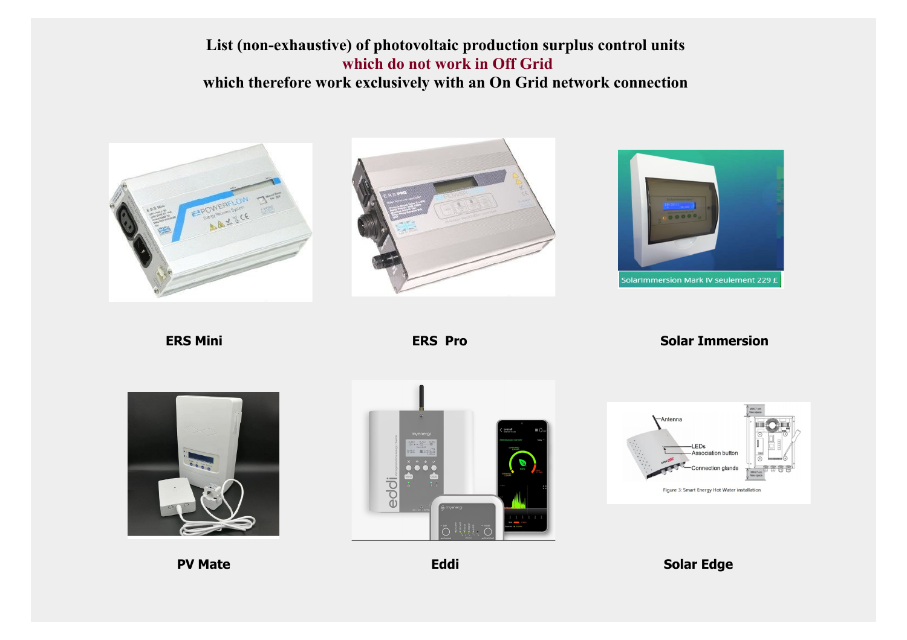**List (non-exhaustive) of photovoltaic production surplus control units**
**which do not work in Off Grid**
**which therefore work exclusively with an On Grid network connection**

**ERS Mini**

**ERS Pro**

SolarImmersion Mark IV seulement 229 £

**Solar Immersion**

**PV Mate**

**Eddi**

**Solar Edge**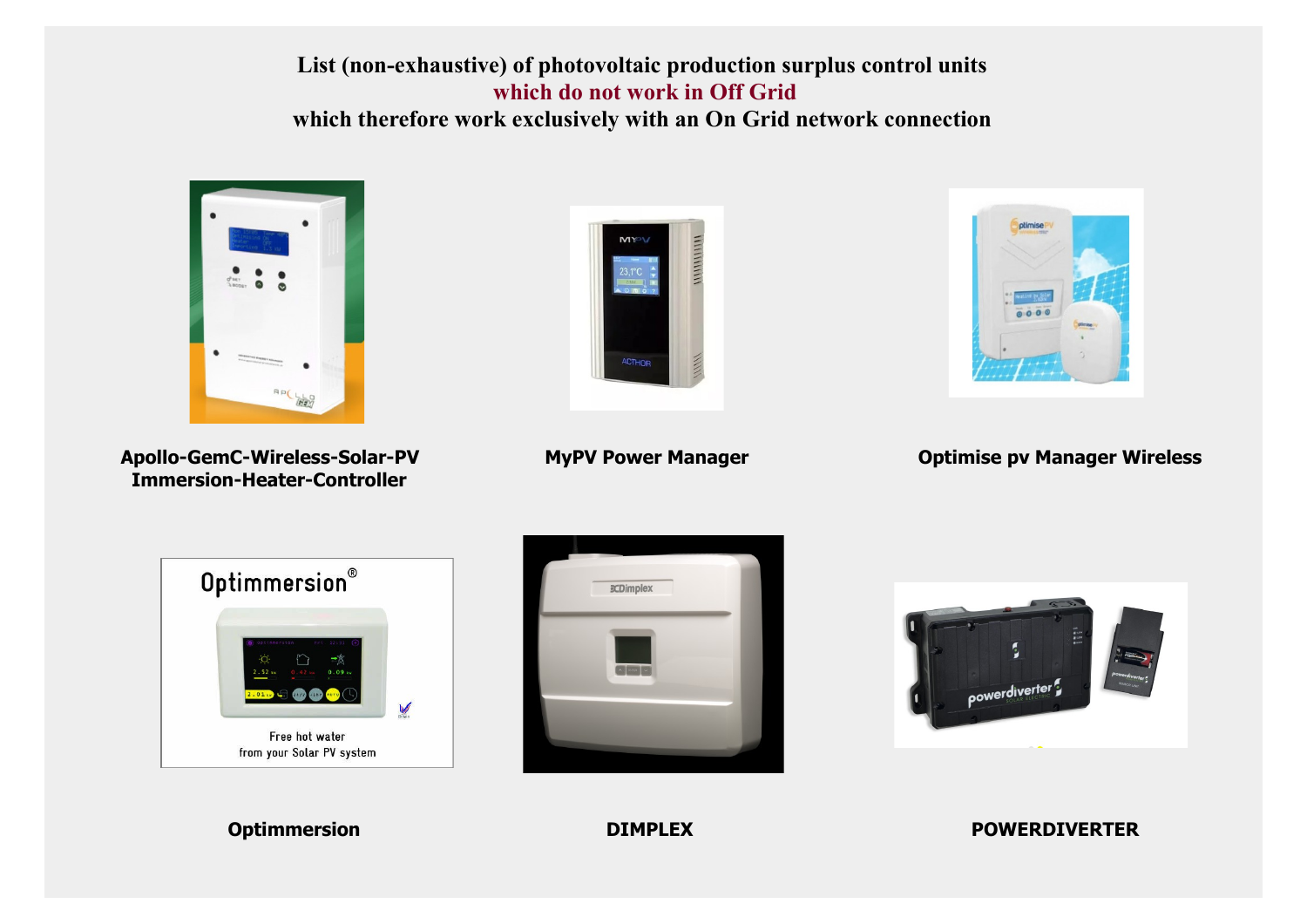# List (non-exhaustive) of photovoltaic production surplus control units
## which do not work in Off Grid
## which therefore work exclusively with an On Grid network connection

**Apollo-GemC-Wireless-Solar-PV Immersion-Heater-Controller**

**MyPV Power Manager**

**Optimise pv Manager Wireless**

**Optimmersion**

**DIMPLEX**

**POWERDIVERTER**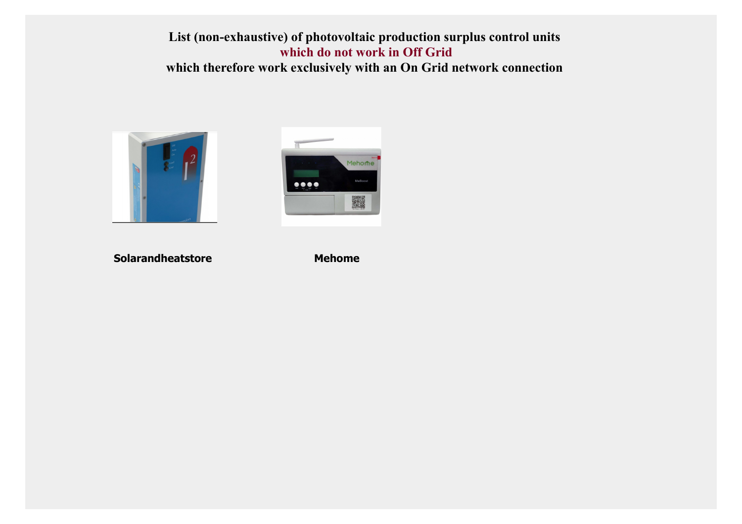**List (non-exhaustive) of photovoltaic production surplus control units**
**which do not work in Off Grid**
**which therefore work exclusively with an On Grid network connection**

**Solarandheatstore** **Mehome**